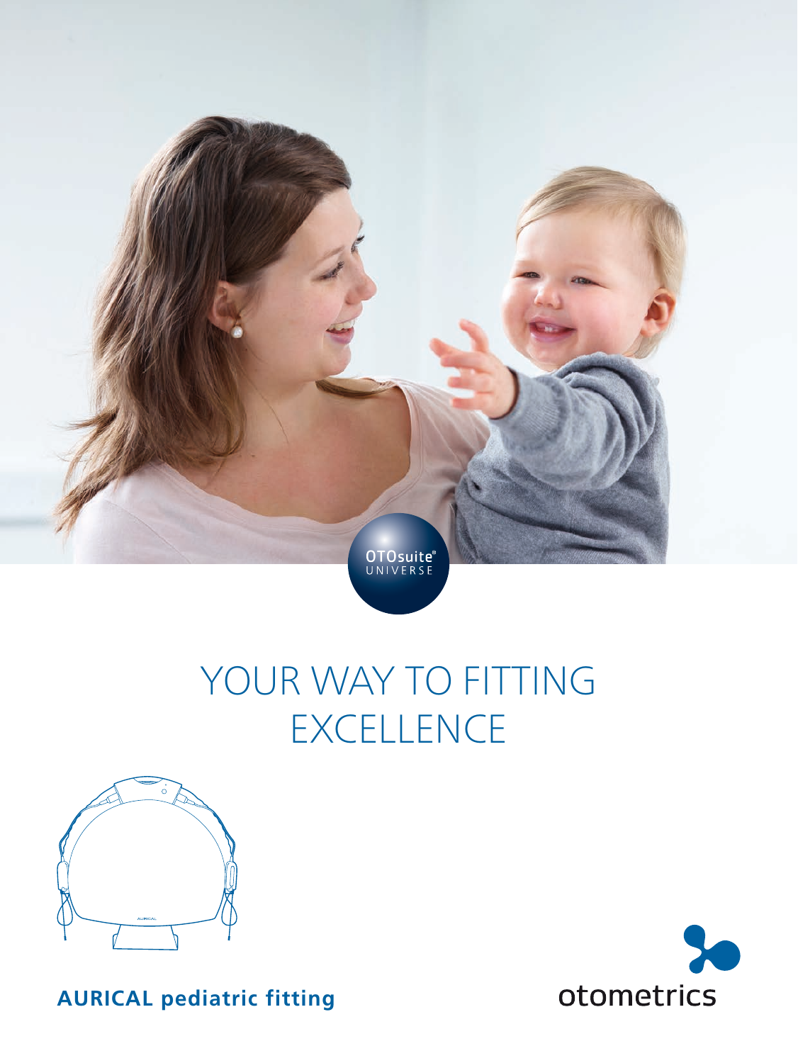OTOsuite® UNIVERSE

# YOUR WAY TO FITTING EXCELLENCE

**AURICAL pediatric fitting**

otometrics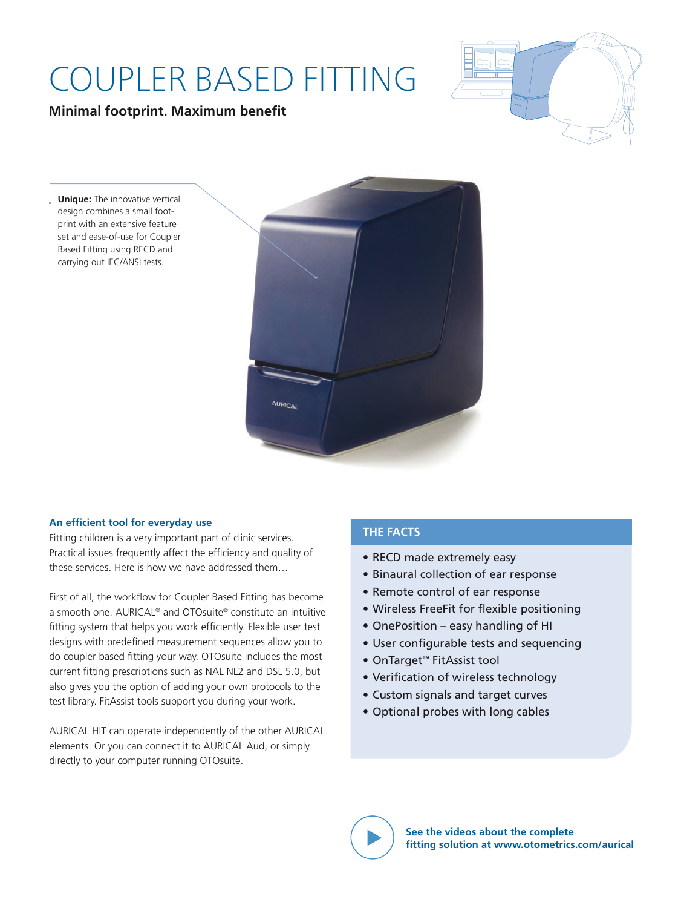# COUPLER BASED FITTING

**Minimal footprint. Maximum benefit**

**Unique:** The innovative vertical design combines a small footprint with an extensive feature set and ease-of-use for Coupler Based Fitting using RECD and carrying out IEC/ANSI tests.

### An efficient tool for everyday use

Fitting children is a very important part of clinic services. Practical issues frequently affect the efficiency and quality of these services. Here is how we have addressed them…

First of all, the workflow for Coupler Based Fitting has become a smooth one. AURICAL® and OTOsuite® constitute an intuitive fitting system that helps you work efficiently. Flexible user test designs with predefined measurement sequences allow you to do coupler based fitting your way. OTOsuite includes the most current fitting prescriptions such as NAL NL2 and DSL 5.0, but also gives you the option of adding your own protocols to the test library. FitAssist tools support you during your work.

AURICAL HIT can operate independently of the other AURICAL elements. Or you can connect it to AURICAL Aud, or simply directly to your computer running OTOsuite.

### THE FACTS

- RECD made extremely easy
- Binaural collection of ear response
- Remote control of ear response
- Wireless FreeFit for flexible positioning
- OnePosition – easy handling of HI
- User configurable tests and sequencing
- OnTarget™ FitAssist tool
- Verification of wireless technology
- Custom signals and target curves
- Optional probes with long cables

**See the videos about the complete fitting solution at www.otometrics.com/aurical**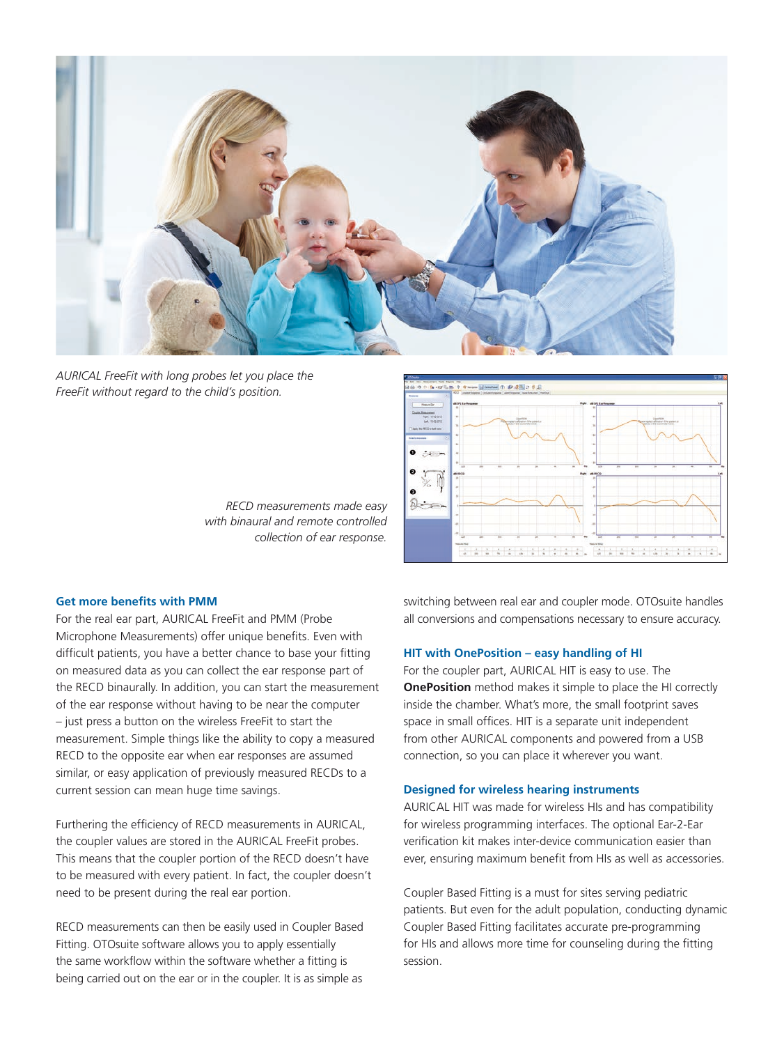*AURICAL FreeFit with long probes let you place the FreeFit without regard to the child's position.*

*RECD measurements made easy with binaural and remote controlled collection of ear response.*

### Get more benefits with PMM

For the real ear part, AURICAL FreeFit and PMM (Probe Microphone Measurements) offer unique benefits. Even with difficult patients, you have a better chance to base your fitting on measured data as you can collect the ear response part of the RECD binaurally. In addition, you can start the measurement of the ear response without having to be near the computer – just press a button on the wireless FreeFit to start the measurement. Simple things like the ability to copy a measured RECD to the opposite ear when ear responses are assumed similar, or easy application of previously measured RECDs to a current session can mean huge time savings.

Furthering the efficiency of RECD measurements in AURICAL, the coupler values are stored in the AURICAL FreeFit probes. This means that the coupler portion of the RECD doesn't have to be measured with every patient. In fact, the coupler doesn't need to be present during the real ear portion.

RECD measurements can then be easily used in Coupler Based Fitting. OTOsuite software allows you to apply essentially the same workflow within the software whether a fitting is being carried out on the ear or in the coupler. It is as simple as switching between real ear and coupler mode. OTOsuite handles all conversions and compensations necessary to ensure accuracy.

### HIT with OnePosition – easy handling of HI

For the coupler part, AURICAL HIT is easy to use. The **OnePosition** method makes it simple to place the HI correctly inside the chamber. What's more, the small footprint saves space in small offices. HIT is a separate unit independent from other AURICAL components and powered from a USB connection, so you can place it wherever you want.

### Designed for wireless hearing instruments

AURICAL HIT was made for wireless HIs and has compatibility for wireless programming interfaces. The optional Ear-2-Ear verification kit makes inter-device communication easier than ever, ensuring maximum benefit from HIs as well as accessories.

Coupler Based Fitting is a must for sites serving pediatric patients. But even for the adult population, conducting dynamic Coupler Based Fitting facilitates accurate pre-programming for HIs and allows more time for counseling during the fitting session.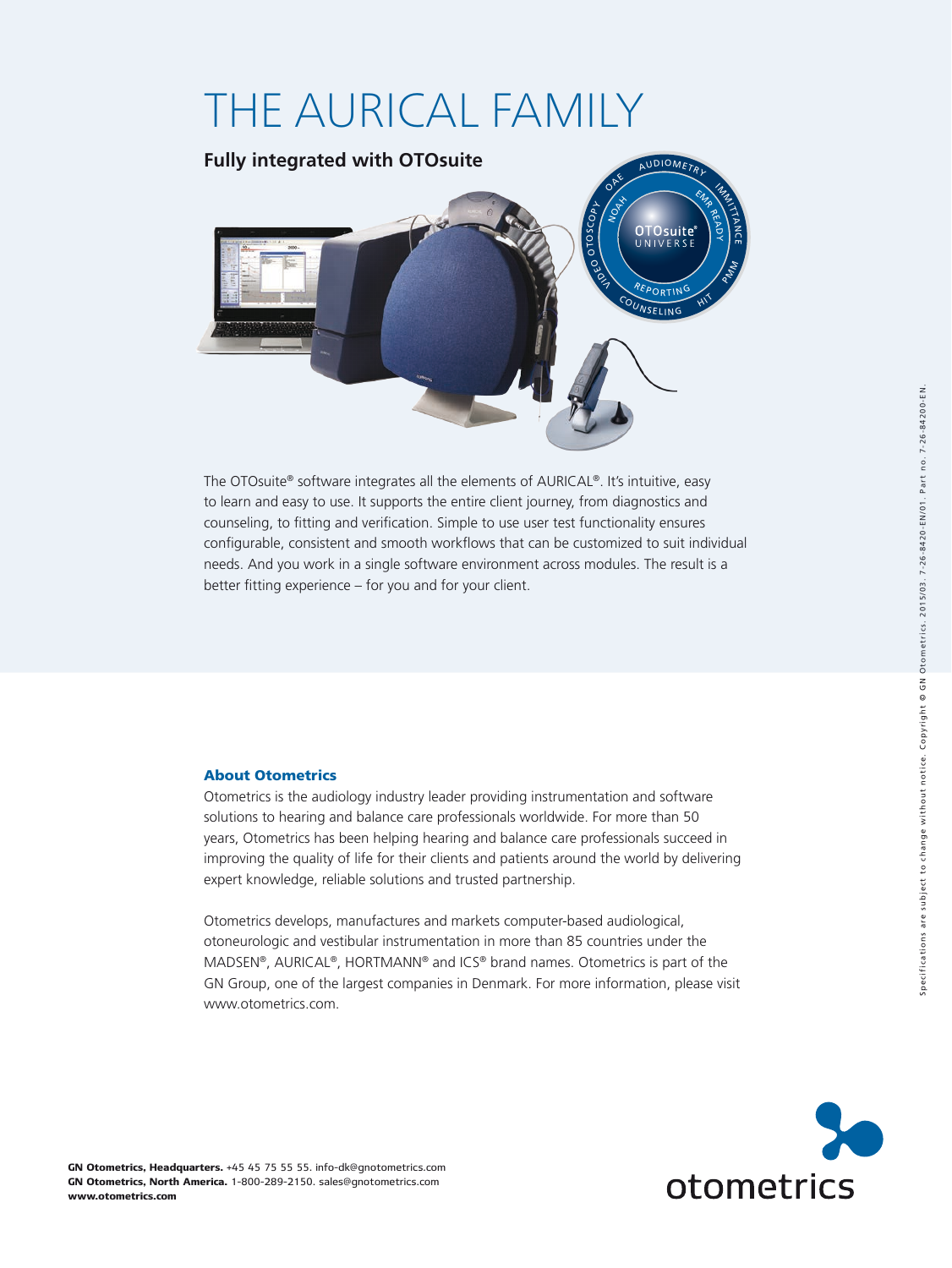# THE AURICAL FAMILY

**Fully integrated with OTOsuite**

The OTOsuite® software integrates all the elements of AURICAL®. It's intuitive, easy to learn and easy to use. It supports the entire client journey, from diagnostics and counseling, to fitting and verification. Simple to use user test functionality ensures configurable, consistent and smooth workflows that can be customized to suit individual needs. And you work in a single software environment across modules. The result is a better fitting experience – for you and for your client.

### About Otometrics

Otometrics is the audiology industry leader providing instrumentation and software solutions to hearing and balance care professionals worldwide. For more than 50 years, Otometrics has been helping hearing and balance care professionals succeed in improving the quality of life for their clients and patients around the world by delivering expert knowledge, reliable solutions and trusted partnership.

Otometrics develops, manufactures and markets computer-based audiological, otoneurologic and vestibular instrumentation in more than 85 countries under the MADSEN®, AURICAL®, HORTMANN® and ICS® brand names. Otometrics is part of the GN Group, one of the largest companies in Denmark. For more information, please visit www.otometrics.com.

**GN Otometrics, Headquarters.** +45 45 75 55 55. info-dk@gnotometrics.com
**GN Otometrics, North America.** 1-800-289-2150. sales@gnotometrics.com
**www.otometrics.com**

Specifications are subject to change without notice. Copyright © GN Otometrics. 2015/03. 7-26-8420-EN/01. Part no. 7-26-84200-EN.